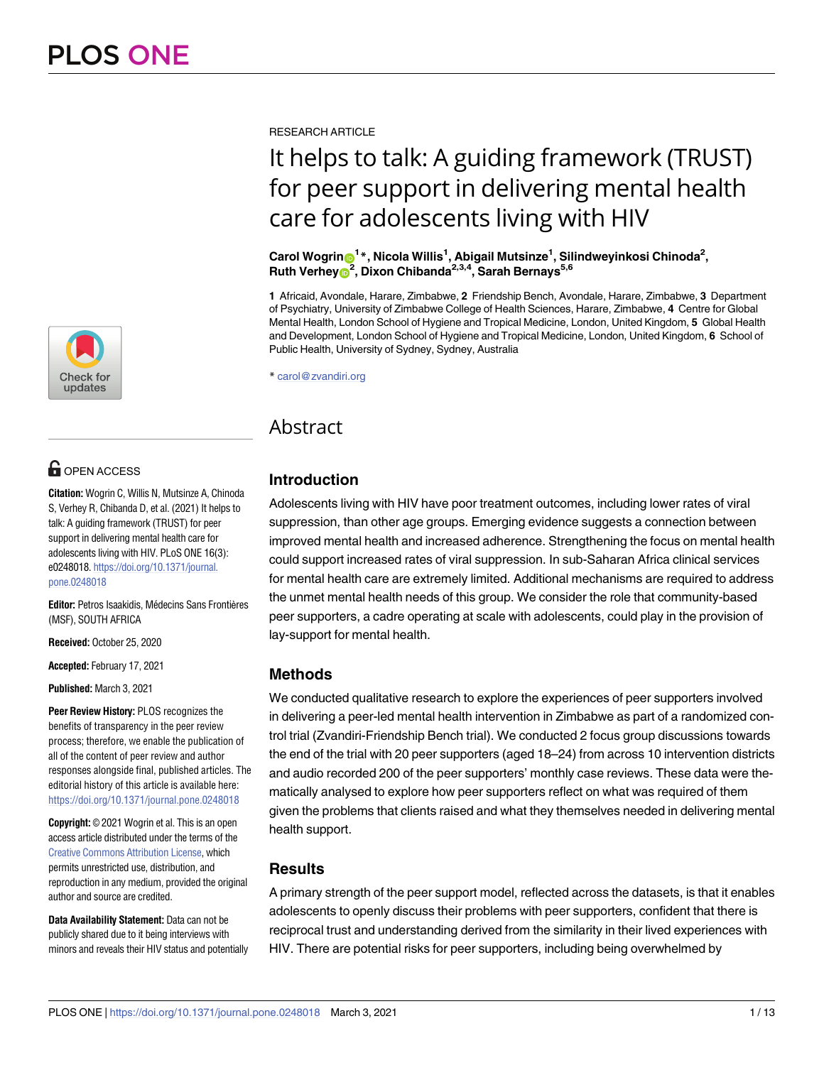RESEARCH ARTICLE

# It helps to talk: A guiding framework (TRUST) for peer support in delivering mental health care for adolescents living with HIV

**Carol Wogrin[1]*, Nicola Willis[1], Abigail Mutsinze[1], Silindweyinkosi Chinoda[2], Ruth Verhey[2], Dixon Chibanda[2,3,4], Sarah Bernays[5,6]**

**1** Africaid, Avondale, Harare, Zimbabwe, **2** Friendship Bench, Avondale, Harare, Zimbabwe, **3** Department of Psychiatry, University of Zimbabwe College of Health Sciences, Harare, Zimbabwe, **4** Centre for Global Mental Health, London School of Hygiene and Tropical Medicine, London, United Kingdom, **5** Global Health and Development, London School of Hygiene and Tropical Medicine, London, United Kingdom, **6** School of Public Health, University of Sydney, Sydney, Australia

* carol@zvandiri.org

OPEN ACCESS

**Citation:** Wogrin C, Willis N, Mutsinze A, Chinoda S, Verhey R, Chibanda D, et al. (2021) It helps to talk: A guiding framework (TRUST) for peer support in delivering mental health care for adolescents living with HIV. PLoS ONE 16(3): e0248018. https://doi.org/10.1371/journal.pone.0248018

**Editor:** Petros Isaakidis, Médecins Sans Frontières (MSF), SOUTH AFRICA

**Received:** October 25, 2020

**Accepted:** February 17, 2021

**Published:** March 3, 2021

**Peer Review History:** PLOS recognizes the benefits of transparency in the peer review process; therefore, we enable the publication of all of the content of peer review and author responses alongside final, published articles. The editorial history of this article is available here: https://doi.org/10.1371/journal.pone.0248018

**Copyright:** © 2021 Wogrin et al. This is an open access article distributed under the terms of the Creative Commons Attribution License, which permits unrestricted use, distribution, and reproduction in any medium, provided the original author and source are credited.

**Data Availability Statement:** Data can not be publicly shared due to it being interviews with minors and reveals their HIV status and potentially

## Abstract

### Introduction

Adolescents living with HIV have poor treatment outcomes, including lower rates of viral suppression, than other age groups. Emerging evidence suggests a connection between improved mental health and increased adherence. Strengthening the focus on mental health could support increased rates of viral suppression. In sub-Saharan Africa clinical services for mental health care are extremely limited. Additional mechanisms are required to address the unmet mental health needs of this group. We consider the role that community-based peer supporters, a cadre operating at scale with adolescents, could play in the provision of lay-support for mental health.

### Methods

We conducted qualitative research to explore the experiences of peer supporters involved in delivering a peer-led mental health intervention in Zimbabwe as part of a randomized control trial (Zvandiri-Friendship Bench trial). We conducted 2 focus group discussions towards the end of the trial with 20 peer supporters (aged 18–24) from across 10 intervention districts and audio recorded 200 of the peer supporters' monthly case reviews. These data were thematically analysed to explore how peer supporters reflect on what was required of them given the problems that clients raised and what they themselves needed in delivering mental health support.

### Results

A primary strength of the peer support model, reflected across the datasets, is that it enables adolescents to openly discuss their problems with peer supporters, confident that there is reciprocal trust and understanding derived from the similarity in their lived experiences with HIV. There are potential risks for peer supporters, including being overwhelmed by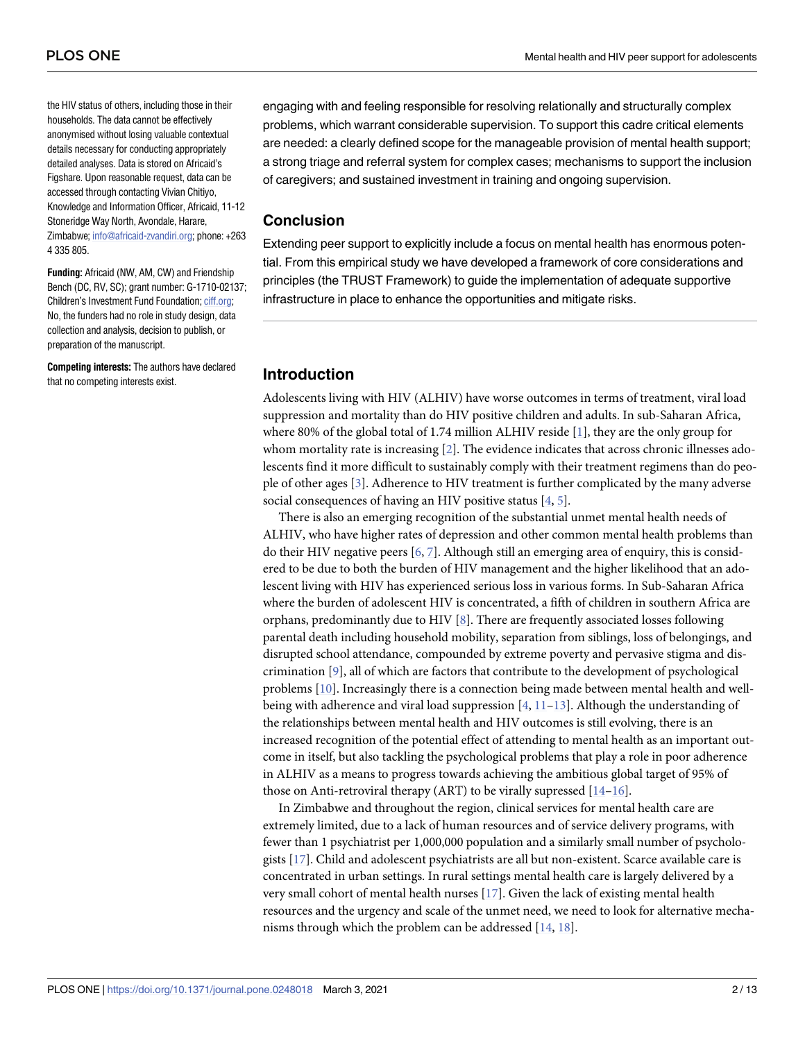the HIV status of others, including those in their households. The data cannot be effectively anonymised without losing valuable contextual details necessary for conducting appropriately detailed analyses. Data is stored on Africaid's Figshare. Upon reasonable request, data can be accessed through contacting Vivian Chitiyo, Knowledge and Information Officer, Africaid, 11-12 Stoneridge Way North, Avondale, Harare, Zimbabwe; info@africaid-zvandiri.org; phone: +263 4 335 805.

**Funding:** Africaid (NW, AM, CW) and Friendship Bench (DC, RV, SC); grant number: G-1710-02137; Children's Investment Fund Foundation; ciff.org; No, the funders had no role in study design, data collection and analysis, decision to publish, or preparation of the manuscript.

**Competing interests:** The authors have declared that no competing interests exist.

engaging with and feeling responsible for resolving relationally and structurally complex problems, which warrant considerable supervision. To support this cadre critical elements are needed: a clearly defined scope for the manageable provision of mental health support; a strong triage and referral system for complex cases; mechanisms to support the inclusion of caregivers; and sustained investment in training and ongoing supervision.

## Conclusion

Extending peer support to explicitly include a focus on mental health has enormous potential. From this empirical study we have developed a framework of core considerations and principles (the TRUST Framework) to guide the implementation of adequate supportive infrastructure in place to enhance the opportunities and mitigate risks.

## Introduction

Adolescents living with HIV (ALHIV) have worse outcomes in terms of treatment, viral load suppression and mortality than do HIV positive children and adults. In sub-Saharan Africa, where 80% of the global total of 1.74 million ALHIV reside [1], they are the only group for whom mortality rate is increasing [2]. The evidence indicates that across chronic illnesses adolescents find it more difficult to sustainably comply with their treatment regimens than do people of other ages [3]. Adherence to HIV treatment is further complicated by the many adverse social consequences of having an HIV positive status [4, 5].

There is also an emerging recognition of the substantial unmet mental health needs of ALHIV, who have higher rates of depression and other common mental health problems than do their HIV negative peers [6, 7]. Although still an emerging area of enquiry, this is considered to be due to both the burden of HIV management and the higher likelihood that an adolescent living with HIV has experienced serious loss in various forms. In Sub-Saharan Africa where the burden of adolescent HIV is concentrated, a fifth of children in southern Africa are orphans, predominantly due to HIV [8]. There are frequently associated losses following parental death including household mobility, separation from siblings, loss of belongings, and disrupted school attendance, compounded by extreme poverty and pervasive stigma and discrimination [9], all of which are factors that contribute to the development of psychological problems [10]. Increasingly there is a connection being made between mental health and wellbeing with adherence and viral load suppression [4, 11–13]. Although the understanding of the relationships between mental health and HIV outcomes is still evolving, there is an increased recognition of the potential effect of attending to mental health as an important outcome in itself, but also tackling the psychological problems that play a role in poor adherence in ALHIV as a means to progress towards achieving the ambitious global target of 95% of those on Anti-retroviral therapy (ART) to be virally supressed [14–16].

In Zimbabwe and throughout the region, clinical services for mental health care are extremely limited, due to a lack of human resources and of service delivery programs, with fewer than 1 psychiatrist per 1,000,000 population and a similarly small number of psychologists [17]. Child and adolescent psychiatrists are all but non-existent. Scarce available care is concentrated in urban settings. In rural settings mental health care is largely delivered by a very small cohort of mental health nurses [17]. Given the lack of existing mental health resources and the urgency and scale of the unmet need, we need to look for alternative mechanisms through which the problem can be addressed [14, 18].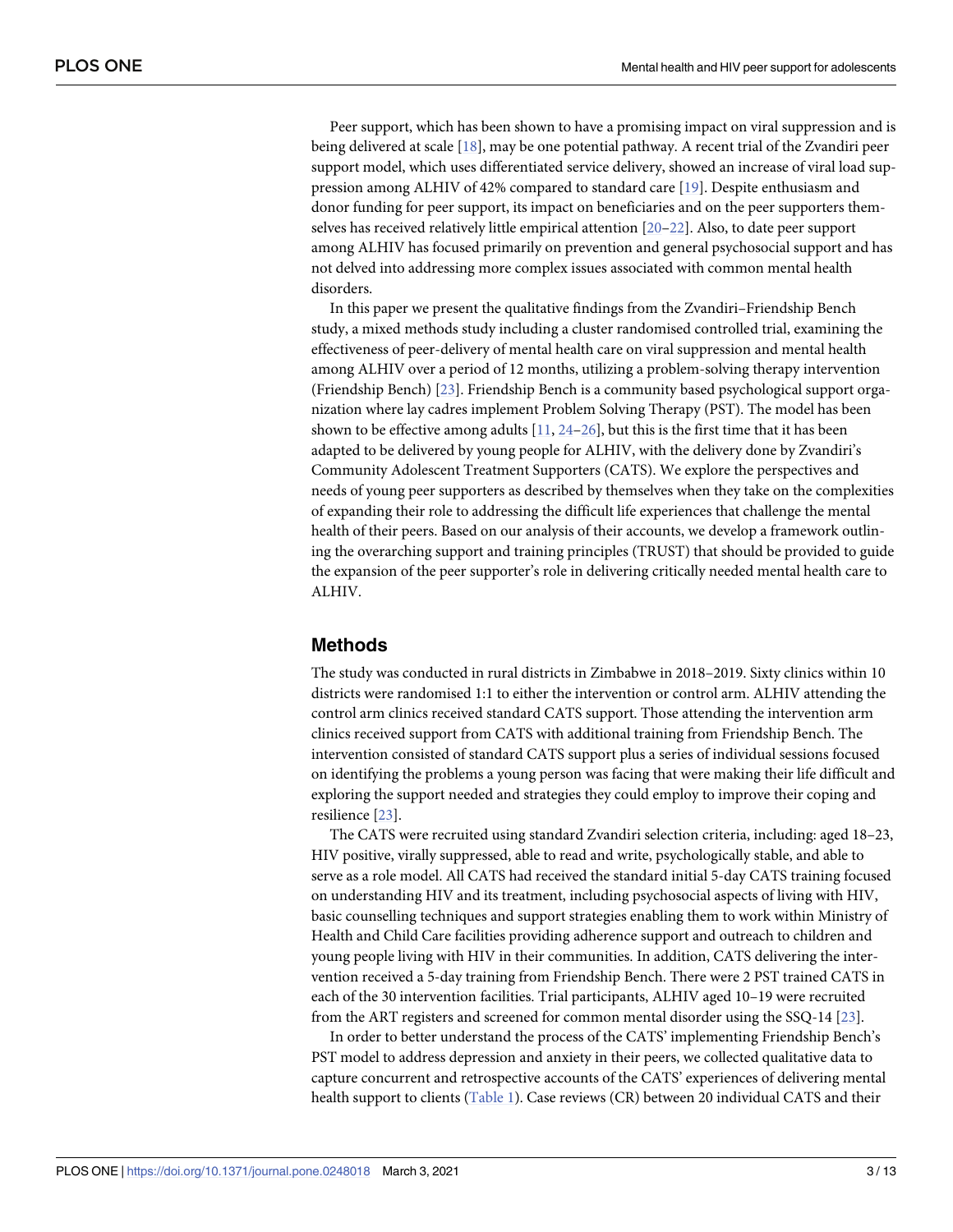Peer support, which has been shown to have a promising impact on viral suppression and is being delivered at scale [18], may be one potential pathway. A recent trial of the Zvandiri peer support model, which uses differentiated service delivery, showed an increase of viral load suppression among ALHIV of 42% compared to standard care [19]. Despite enthusiasm and donor funding for peer support, its impact on beneficiaries and on the peer supporters themselves has received relatively little empirical attention [20–22]. Also, to date peer support among ALHIV has focused primarily on prevention and general psychosocial support and has not delved into addressing more complex issues associated with common mental health disorders.

In this paper we present the qualitative findings from the Zvandiri–Friendship Bench study, a mixed methods study including a cluster randomised controlled trial, examining the effectiveness of peer-delivery of mental health care on viral suppression and mental health among ALHIV over a period of 12 months, utilizing a problem-solving therapy intervention (Friendship Bench) [23]. Friendship Bench is a community based psychological support organization where lay cadres implement Problem Solving Therapy (PST). The model has been shown to be effective among adults [11, 24–26], but this is the first time that it has been adapted to be delivered by young people for ALHIV, with the delivery done by Zvandiri's Community Adolescent Treatment Supporters (CATS). We explore the perspectives and needs of young peer supporters as described by themselves when they take on the complexities of expanding their role to addressing the difficult life experiences that challenge the mental health of their peers. Based on our analysis of their accounts, we develop a framework outlining the overarching support and training principles (TRUST) that should be provided to guide the expansion of the peer supporter's role in delivering critically needed mental health care to ALHIV.

## Methods

The study was conducted in rural districts in Zimbabwe in 2018–2019. Sixty clinics within 10 districts were randomised 1:1 to either the intervention or control arm. ALHIV attending the control arm clinics received standard CATS support. Those attending the intervention arm clinics received support from CATS with additional training from Friendship Bench. The intervention consisted of standard CATS support plus a series of individual sessions focused on identifying the problems a young person was facing that were making their life difficult and exploring the support needed and strategies they could employ to improve their coping and resilience [23].

The CATS were recruited using standard Zvandiri selection criteria, including: aged 18–23, HIV positive, virally suppressed, able to read and write, psychologically stable, and able to serve as a role model. All CATS had received the standard initial 5-day CATS training focused on understanding HIV and its treatment, including psychosocial aspects of living with HIV, basic counselling techniques and support strategies enabling them to work within Ministry of Health and Child Care facilities providing adherence support and outreach to children and young people living with HIV in their communities. In addition, CATS delivering the intervention received a 5-day training from Friendship Bench. There were 2 PST trained CATS in each of the 30 intervention facilities. Trial participants, ALHIV aged 10–19 were recruited from the ART registers and screened for common mental disorder using the SSQ-14 [23].

In order to better understand the process of the CATS' implementing Friendship Bench's PST model to address depression and anxiety in their peers, we collected qualitative data to capture concurrent and retrospective accounts of the CATS' experiences of delivering mental health support to clients (Table 1). Case reviews (CR) between 20 individual CATS and their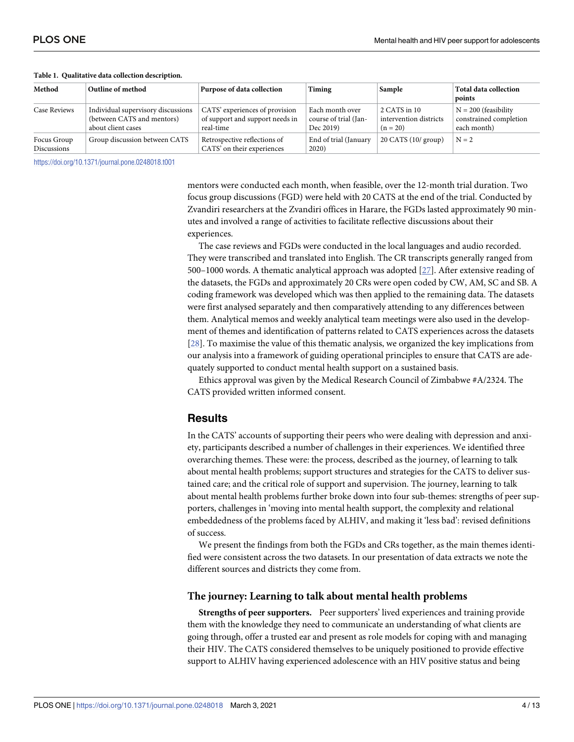**Table 1. Qualitative data collection description.**

| Method | Outline of method | Purpose of data collection | Timing | Sample | Total data collection points |
|---|---|---|---|---|---|
| Case Reviews | Individual supervisory discussions (between CATS and mentors) about client cases | CATS' experiences of provision of support and support needs in real-time | Each month over course of trial (Jan-Dec 2019) | 2 CATS in 10 intervention districts (n = 20) | N = 200 (feasibility constrained completion each month) |
| Focus Group Discussions | Group discussion between CATS | Retrospective reflections of CATS' on their experiences | End of trial (January 2020) | 20 CATS (10/ group) | N = 2 |

https://doi.org/10.1371/journal.pone.0248018.t001

mentors were conducted each month, when feasible, over the 12-month trial duration. Two focus group discussions (FGD) were held with 20 CATS at the end of the trial. Conducted by Zvandiri researchers at the Zvandiri offices in Harare, the FGDs lasted approximately 90 minutes and involved a range of activities to facilitate reflective discussions about their experiences.

The case reviews and FGDs were conducted in the local languages and audio recorded. They were transcribed and translated into English. The CR transcripts generally ranged from 500–1000 words. A thematic analytical approach was adopted [27]. After extensive reading of the datasets, the FGDs and approximately 20 CRs were open coded by CW, AM, SC and SB. A coding framework was developed which was then applied to the remaining data. The datasets were first analysed separately and then comparatively attending to any differences between them. Analytical memos and weekly analytical team meetings were also used in the development of themes and identification of patterns related to CATS experiences across the datasets [28]. To maximise the value of this thematic analysis, we organized the key implications from our analysis into a framework of guiding operational principles to ensure that CATS are adequately supported to conduct mental health support on a sustained basis.

Ethics approval was given by the Medical Research Council of Zimbabwe #A/2324. The CATS provided written informed consent.

## Results

In the CATS' accounts of supporting their peers who were dealing with depression and anxiety, participants described a number of challenges in their experiences. We identified three overarching themes. These were: the process, described as the journey, of learning to talk about mental health problems; support structures and strategies for the CATS to deliver sustained care; and the critical role of support and supervision. The journey, learning to talk about mental health problems further broke down into four sub-themes: strengths of peer supporters, challenges in 'moving into mental health support, the complexity and relational embeddedness of the problems faced by ALHIV, and making it 'less bad': revised definitions of success.

We present the findings from both the FGDs and CRs together, as the main themes identified were consistent across the two datasets. In our presentation of data extracts we note the different sources and districts they come from.

### The journey: Learning to talk about mental health problems

**Strengths of peer supporters.** Peer supporters' lived experiences and training provide them with the knowledge they need to communicate an understanding of what clients are going through, offer a trusted ear and present as role models for coping with and managing their HIV. The CATS considered themselves to be uniquely positioned to provide effective support to ALHIV having experienced adolescence with an HIV positive status and being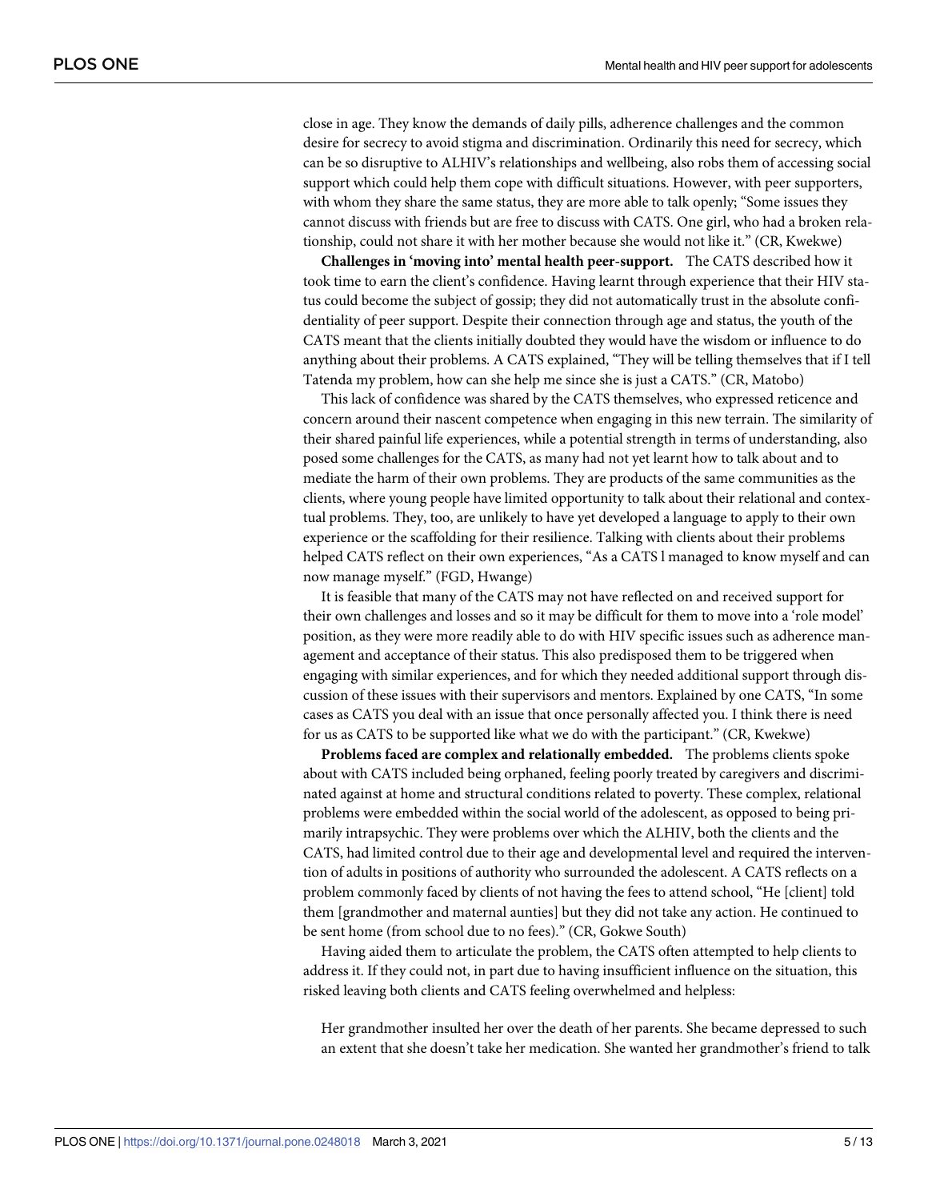close in age. They know the demands of daily pills, adherence challenges and the common desire for secrecy to avoid stigma and discrimination. Ordinarily this need for secrecy, which can be so disruptive to ALHIV's relationships and wellbeing, also robs them of accessing social support which could help them cope with difficult situations. However, with peer supporters, with whom they share the same status, they are more able to talk openly; "Some issues they cannot discuss with friends but are free to discuss with CATS. One girl, who had a broken relationship, could not share it with her mother because she would not like it." (CR, Kwekwe)

**Challenges in 'moving into' mental health peer-support.** The CATS described how it took time to earn the client's confidence. Having learnt through experience that their HIV status could become the subject of gossip; they did not automatically trust in the absolute confidentiality of peer support. Despite their connection through age and status, the youth of the CATS meant that the clients initially doubted they would have the wisdom or influence to do anything about their problems. A CATS explained, "They will be telling themselves that if I tell Tatenda my problem, how can she help me since she is just a CATS." (CR, Matobo)

This lack of confidence was shared by the CATS themselves, who expressed reticence and concern around their nascent competence when engaging in this new terrain. The similarity of their shared painful life experiences, while a potential strength in terms of understanding, also posed some challenges for the CATS, as many had not yet learnt how to talk about and to mediate the harm of their own problems. They are products of the same communities as the clients, where young people have limited opportunity to talk about their relational and contextual problems. They, too, are unlikely to have yet developed a language to apply to their own experience or the scaffolding for their resilience. Talking with clients about their problems helped CATS reflect on their own experiences, "As a CATS l managed to know myself and can now manage myself." (FGD, Hwange)

It is feasible that many of the CATS may not have reflected on and received support for their own challenges and losses and so it may be difficult for them to move into a 'role model' position, as they were more readily able to do with HIV specific issues such as adherence management and acceptance of their status. This also predisposed them to be triggered when engaging with similar experiences, and for which they needed additional support through discussion of these issues with their supervisors and mentors. Explained by one CATS, "In some cases as CATS you deal with an issue that once personally affected you. I think there is need for us as CATS to be supported like what we do with the participant." (CR, Kwekwe)

**Problems faced are complex and relationally embedded.** The problems clients spoke about with CATS included being orphaned, feeling poorly treated by caregivers and discriminated against at home and structural conditions related to poverty. These complex, relational problems were embedded within the social world of the adolescent, as opposed to being primarily intrapsychic. They were problems over which the ALHIV, both the clients and the CATS, had limited control due to their age and developmental level and required the intervention of adults in positions of authority who surrounded the adolescent. A CATS reflects on a problem commonly faced by clients of not having the fees to attend school, "He [client] told them [grandmother and maternal aunties] but they did not take any action. He continued to be sent home (from school due to no fees)." (CR, Gokwe South)

Having aided them to articulate the problem, the CATS often attempted to help clients to address it. If they could not, in part due to having insufficient influence on the situation, this risked leaving both clients and CATS feeling overwhelmed and helpless:

> Her grandmother insulted her over the death of her parents. She became depressed to such an extent that she doesn't take her medication. She wanted her grandmother's friend to talk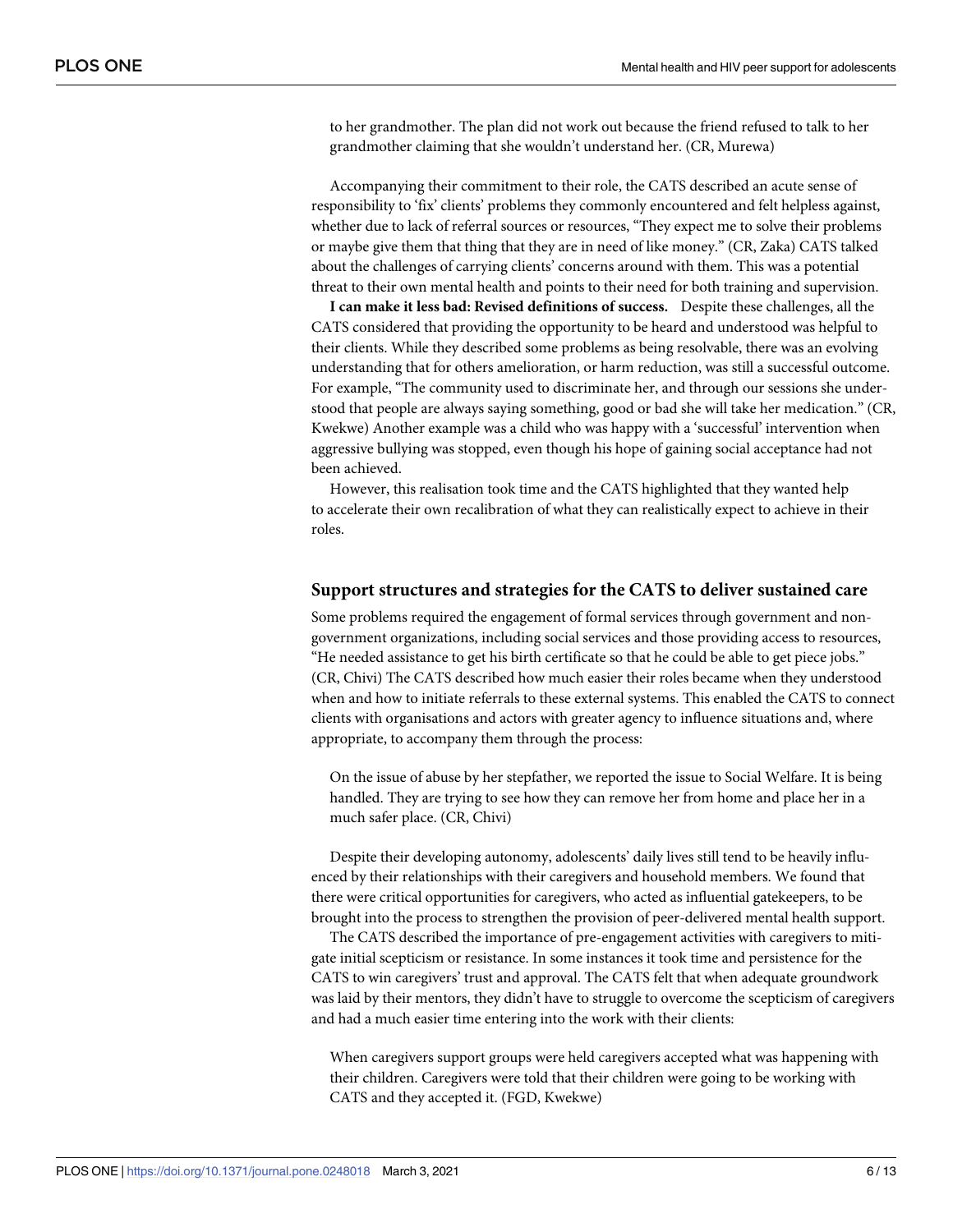to her grandmother. The plan did not work out because the friend refused to talk to her grandmother claiming that she wouldn't understand her. (CR, Murewa)

Accompanying their commitment to their role, the CATS described an acute sense of responsibility to 'fix' clients' problems they commonly encountered and felt helpless against, whether due to lack of referral sources or resources, "They expect me to solve their problems or maybe give them that thing that they are in need of like money." (CR, Zaka) CATS talked about the challenges of carrying clients' concerns around with them. This was a potential threat to their own mental health and points to their need for both training and supervision.

**I can make it less bad: Revised definitions of success.** Despite these challenges, all the CATS considered that providing the opportunity to be heard and understood was helpful to their clients. While they described some problems as being resolvable, there was an evolving understanding that for others amelioration, or harm reduction, was still a successful outcome. For example, "The community used to discriminate her, and through our sessions she understood that people are always saying something, good or bad she will take her medication." (CR, Kwekwe) Another example was a child who was happy with a 'successful' intervention when aggressive bullying was stopped, even though his hope of gaining social acceptance had not been achieved.

However, this realisation took time and the CATS highlighted that they wanted help to accelerate their own recalibration of what they can realistically expect to achieve in their roles.

## Support structures and strategies for the CATS to deliver sustained care

Some problems required the engagement of formal services through government and non-government organizations, including social services and those providing access to resources, "He needed assistance to get his birth certificate so that he could be able to get piece jobs." (CR, Chivi) The CATS described how much easier their roles became when they understood when and how to initiate referrals to these external systems. This enabled the CATS to connect clients with organisations and actors with greater agency to influence situations and, where appropriate, to accompany them through the process:

> On the issue of abuse by her stepfather, we reported the issue to Social Welfare. It is being handled. They are trying to see how they can remove her from home and place her in a much safer place. (CR, Chivi)

Despite their developing autonomy, adolescents' daily lives still tend to be heavily influenced by their relationships with their caregivers and household members. We found that there were critical opportunities for caregivers, who acted as influential gatekeepers, to be brought into the process to strengthen the provision of peer-delivered mental health support.

The CATS described the importance of pre-engagement activities with caregivers to mitigate initial scepticism or resistance. In some instances it took time and persistence for the CATS to win caregivers' trust and approval. The CATS felt that when adequate groundwork was laid by their mentors, they didn't have to struggle to overcome the scepticism of caregivers and had a much easier time entering into the work with their clients:

> When caregivers support groups were held caregivers accepted what was happening with their children. Caregivers were told that their children were going to be working with CATS and they accepted it. (FGD, Kwekwe)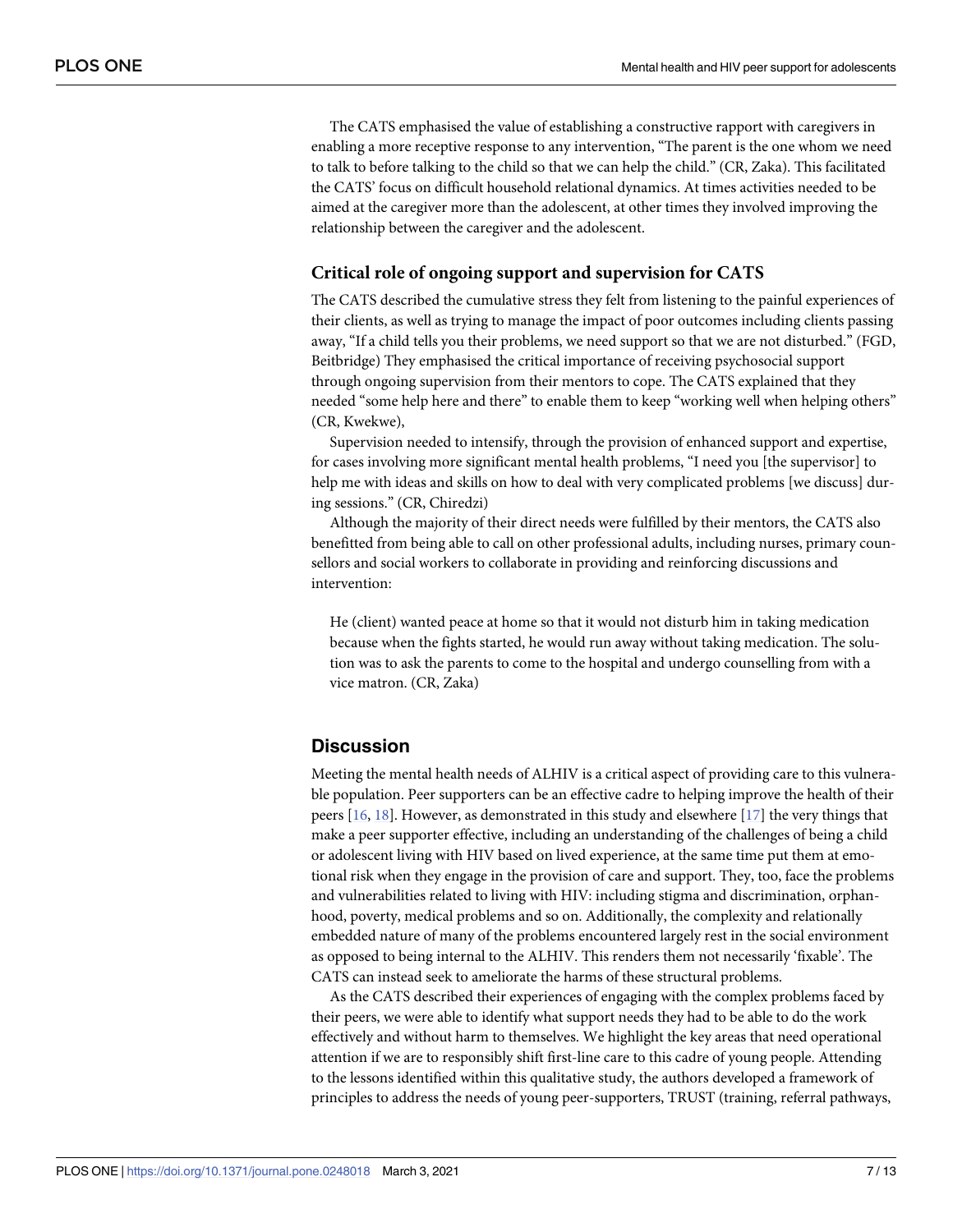The CATS emphasised the value of establishing a constructive rapport with caregivers in enabling a more receptive response to any intervention, "The parent is the one whom we need to talk to before talking to the child so that we can help the child." (CR, Zaka). This facilitated the CATS' focus on difficult household relational dynamics. At times activities needed to be aimed at the caregiver more than the adolescent, at other times they involved improving the relationship between the caregiver and the adolescent.

### Critical role of ongoing support and supervision for CATS

The CATS described the cumulative stress they felt from listening to the painful experiences of their clients, as well as trying to manage the impact of poor outcomes including clients passing away, "If a child tells you their problems, we need support so that we are not disturbed." (FGD, Beitbridge) They emphasised the critical importance of receiving psychosocial support through ongoing supervision from their mentors to cope. The CATS explained that they needed "some help here and there" to enable them to keep "working well when helping others" (CR, Kwekwe),

Supervision needed to intensify, through the provision of enhanced support and expertise, for cases involving more significant mental health problems, "I need you [the supervisor] to help me with ideas and skills on how to deal with very complicated problems [we discuss] during sessions." (CR, Chiredzi)

Although the majority of their direct needs were fulfilled by their mentors, the CATS also benefitted from being able to call on other professional adults, including nurses, primary counsellors and social workers to collaborate in providing and reinforcing discussions and intervention:

> He (client) wanted peace at home so that it would not disturb him in taking medication because when the fights started, he would run away without taking medication. The solution was to ask the parents to come to the hospital and undergo counselling from with a vice matron. (CR, Zaka)

## Discussion

Meeting the mental health needs of ALHIV is a critical aspect of providing care to this vulnerable population. Peer supporters can be an effective cadre to helping improve the health of their peers [16, 18]. However, as demonstrated in this study and elsewhere [17] the very things that make a peer supporter effective, including an understanding of the challenges of being a child or adolescent living with HIV based on lived experience, at the same time put them at emotional risk when they engage in the provision of care and support. They, too, face the problems and vulnerabilities related to living with HIV: including stigma and discrimination, orphanhood, poverty, medical problems and so on. Additionally, the complexity and relationally embedded nature of many of the problems encountered largely rest in the social environment as opposed to being internal to the ALHIV. This renders them not necessarily 'fixable'. The CATS can instead seek to ameliorate the harms of these structural problems.

As the CATS described their experiences of engaging with the complex problems faced by their peers, we were able to identify what support needs they had to be able to do the work effectively and without harm to themselves. We highlight the key areas that need operational attention if we are to responsibly shift first-line care to this cadre of young people. Attending to the lessons identified within this qualitative study, the authors developed a framework of principles to address the needs of young peer-supporters, TRUST (training, referral pathways,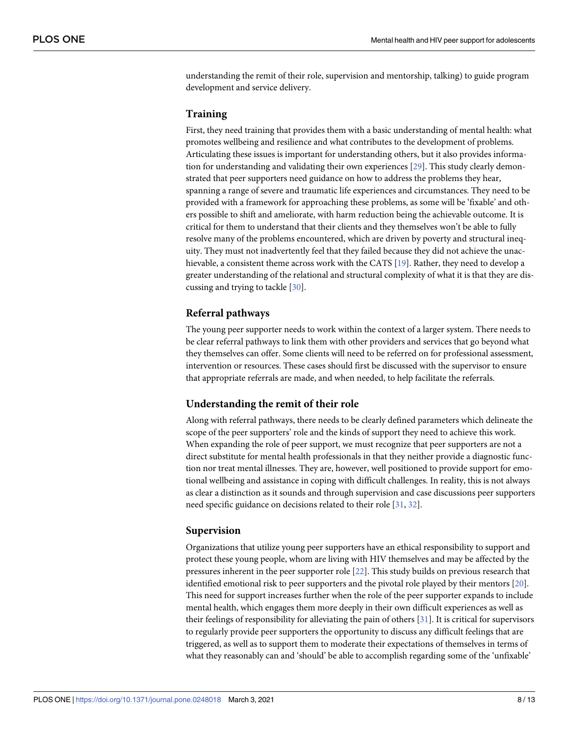understanding the remit of their role, supervision and mentorship, talking) to guide program development and service delivery.

### Training

First, they need training that provides them with a basic understanding of mental health: what promotes wellbeing and resilience and what contributes to the development of problems. Articulating these issues is important for understanding others, but it also provides information for understanding and validating their own experiences [29]. This study clearly demonstrated that peer supporters need guidance on how to address the problems they hear, spanning a range of severe and traumatic life experiences and circumstances. They need to be provided with a framework for approaching these problems, as some will be 'fixable' and others possible to shift and ameliorate, with harm reduction being the achievable outcome. It is critical for them to understand that their clients and they themselves won't be able to fully resolve many of the problems encountered, which are driven by poverty and structural inequity. They must not inadvertently feel that they failed because they did not achieve the unachievable, a consistent theme across work with the CATS [19]. Rather, they need to develop a greater understanding of the relational and structural complexity of what it is that they are discussing and trying to tackle [30].

### Referral pathways

The young peer supporter needs to work within the context of a larger system. There needs to be clear referral pathways to link them with other providers and services that go beyond what they themselves can offer. Some clients will need to be referred on for professional assessment, intervention or resources. These cases should first be discussed with the supervisor to ensure that appropriate referrals are made, and when needed, to help facilitate the referrals.

### Understanding the remit of their role

Along with referral pathways, there needs to be clearly defined parameters which delineate the scope of the peer supporters' role and the kinds of support they need to achieve this work. When expanding the role of peer support, we must recognize that peer supporters are not a direct substitute for mental health professionals in that they neither provide a diagnostic function nor treat mental illnesses. They are, however, well positioned to provide support for emotional wellbeing and assistance in coping with difficult challenges. In reality, this is not always as clear a distinction as it sounds and through supervision and case discussions peer supporters need specific guidance on decisions related to their role [31, 32].

### Supervision

Organizations that utilize young peer supporters have an ethical responsibility to support and protect these young people, whom are living with HIV themselves and may be affected by the pressures inherent in the peer supporter role [22]. This study builds on previous research that identified emotional risk to peer supporters and the pivotal role played by their mentors [20]. This need for support increases further when the role of the peer supporter expands to include mental health, which engages them more deeply in their own difficult experiences as well as their feelings of responsibility for alleviating the pain of others [31]. It is critical for supervisors to regularly provide peer supporters the opportunity to discuss any difficult feelings that are triggered, as well as to support them to moderate their expectations of themselves in terms of what they reasonably can and 'should' be able to accomplish regarding some of the 'unfixable'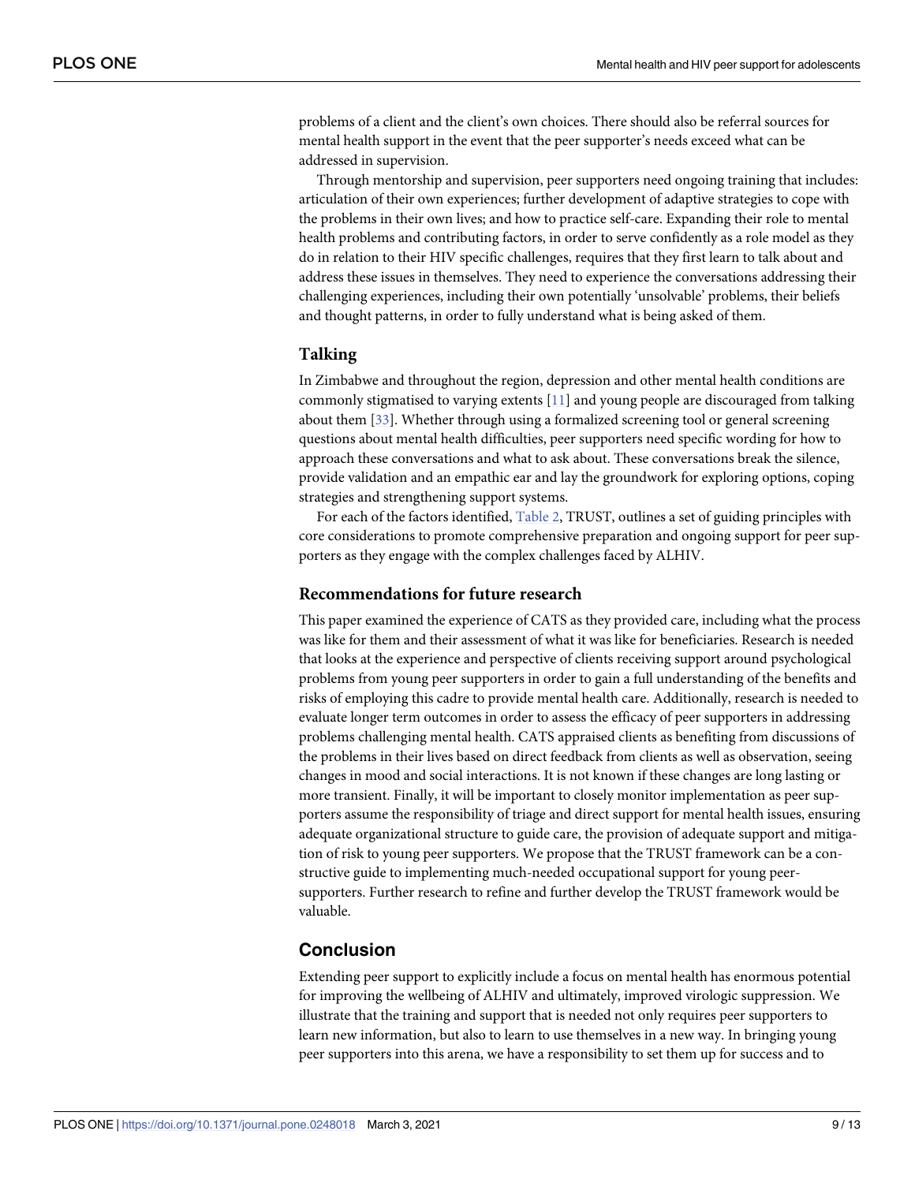problems of a client and the client's own choices. There should also be referral sources for mental health support in the event that the peer supporter's needs exceed what can be addressed in supervision.

Through mentorship and supervision, peer supporters need ongoing training that includes: articulation of their own experiences; further development of adaptive strategies to cope with the problems in their own lives; and how to practice self-care. Expanding their role to mental health problems and contributing factors, in order to serve confidently as a role model as they do in relation to their HIV specific challenges, requires that they first learn to talk about and address these issues in themselves. They need to experience the conversations addressing their challenging experiences, including their own potentially 'unsolvable' problems, their beliefs and thought patterns, in order to fully understand what is being asked of them.

### Talking

In Zimbabwe and throughout the region, depression and other mental health conditions are commonly stigmatised to varying extents [11] and young people are discouraged from talking about them [33]. Whether through using a formalized screening tool or general screening questions about mental health difficulties, peer supporters need specific wording for how to approach these conversations and what to ask about. These conversations break the silence, provide validation and an empathic ear and lay the groundwork for exploring options, coping strategies and strengthening support systems.

For each of the factors identified, Table 2, TRUST, outlines a set of guiding principles with core considerations to promote comprehensive preparation and ongoing support for peer supporters as they engage with the complex challenges faced by ALHIV.

### Recommendations for future research

This paper examined the experience of CATS as they provided care, including what the process was like for them and their assessment of what it was like for beneficiaries. Research is needed that looks at the experience and perspective of clients receiving support around psychological problems from young peer supporters in order to gain a full understanding of the benefits and risks of employing this cadre to provide mental health care. Additionally, research is needed to evaluate longer term outcomes in order to assess the efficacy of peer supporters in addressing problems challenging mental health. CATS appraised clients as benefiting from discussions of the problems in their lives based on direct feedback from clients as well as observation, seeing changes in mood and social interactions. It is not known if these changes are long lasting or more transient. Finally, it will be important to closely monitor implementation as peer supporters assume the responsibility of triage and direct support for mental health issues, ensuring adequate organizational structure to guide care, the provision of adequate support and mitigation of risk to young peer supporters. We propose that the TRUST framework can be a constructive guide to implementing much-needed occupational support for young peer-supporters. Further research to refine and further develop the TRUST framework would be valuable.

## Conclusion

Extending peer support to explicitly include a focus on mental health has enormous potential for improving the wellbeing of ALHIV and ultimately, improved virologic suppression. We illustrate that the training and support that is needed not only requires peer supporters to learn new information, but also to learn to use themselves in a new way. In bringing young peer supporters into this arena, we have a responsibility to set them up for success and to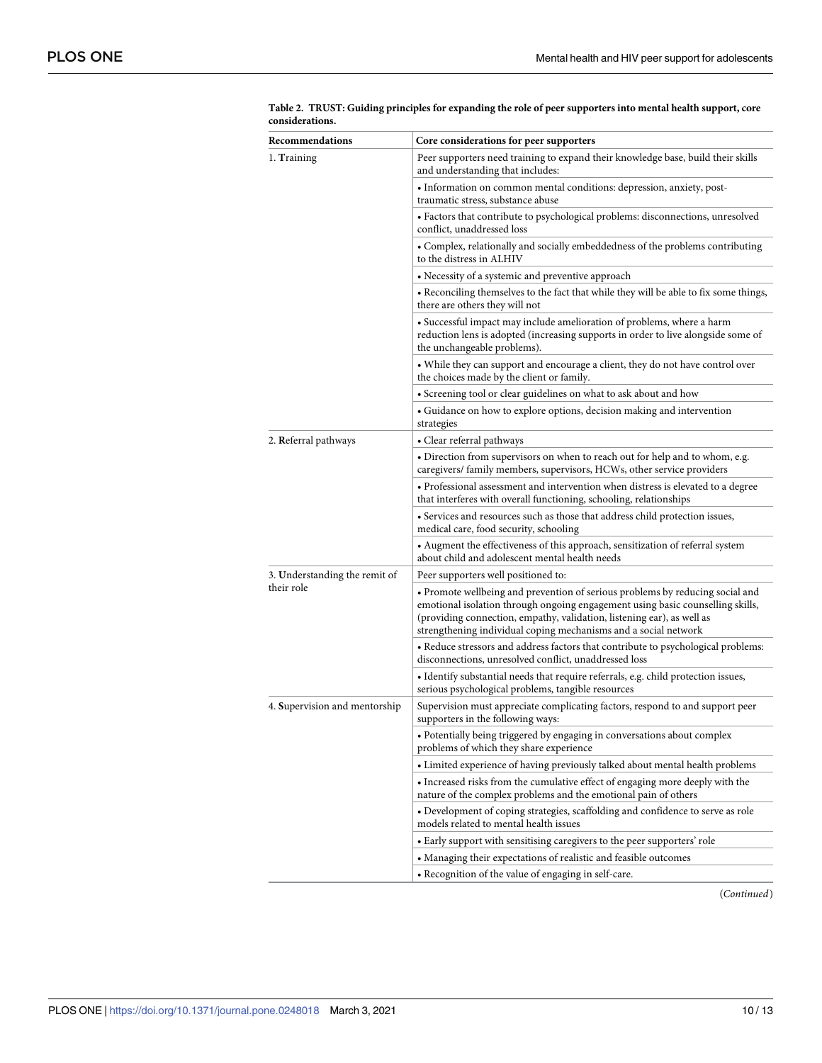**Table 2. TRUST: Guiding principles for expanding the role of peer supporters into mental health support, core considerations.**

| Recommendations | Core considerations for peer supporters |
|---|---|
| 1. **T**raining | Peer supporters need training to expand their knowledge base, build their skills and understanding that includes: |
| | • Information on common mental conditions: depression, anxiety, post-traumatic stress, substance abuse |
| | • Factors that contribute to psychological problems: disconnections, unresolved conflict, unaddressed loss |
| | • Complex, relationally and socially embeddedness of the problems contributing to the distress in ALHIV |
| | • Necessity of a systemic and preventive approach |
| | • Reconciling themselves to the fact that while they will be able to fix some things, there are others they will not |
| | • Successful impact may include amelioration of problems, where a harm reduction lens is adopted (increasing supports in order to live alongside some of the unchangeable problems). |
| | • While they can support and encourage a client, they do not have control over the choices made by the client or family. |
| | • Screening tool or clear guidelines on what to ask about and how |
| | • Guidance on how to explore options, decision making and intervention strategies |
| 2. **R**eferral pathways | • Clear referral pathways |
| | • Direction from supervisors on when to reach out for help and to whom, e.g. caregivers/ family members, supervisors, HCWs, other service providers |
| | • Professional assessment and intervention when distress is elevated to a degree that interferes with overall functioning, schooling, relationships |
| | • Services and resources such as those that address child protection issues, medical care, food security, schooling |
| | • Augment the effectiveness of this approach, sensitization of referral system about child and adolescent mental health needs |
| 3. **U**nderstanding the remit of their role | Peer supporters well positioned to: |
| | • Promote wellbeing and prevention of serious problems by reducing social and emotional isolation through ongoing engagement using basic counselling skills, (providing connection, empathy, validation, listening ear), as well as strengthening individual coping mechanisms and a social network |
| | • Reduce stressors and address factors that contribute to psychological problems: disconnections, unresolved conflict, unaddressed loss |
| | • Identify substantial needs that require referrals, e.g. child protection issues, serious psychological problems, tangible resources |
| 4. **S**upervision and mentorship | Supervision must appreciate complicating factors, respond to and support peer supporters in the following ways: |
| | • Potentially being triggered by engaging in conversations about complex problems of which they share experience |
| | • Limited experience of having previously talked about mental health problems |
| | • Increased risks from the cumulative effect of engaging more deeply with the nature of the complex problems and the emotional pain of others |
| | • Development of coping strategies, scaffolding and confidence to serve as role models related to mental health issues |
| | • Early support with sensitising caregivers to the peer supporters' role |
| | • Managing their expectations of realistic and feasible outcomes |
| | • Recognition of the value of engaging in self-care. |

(*Continued*)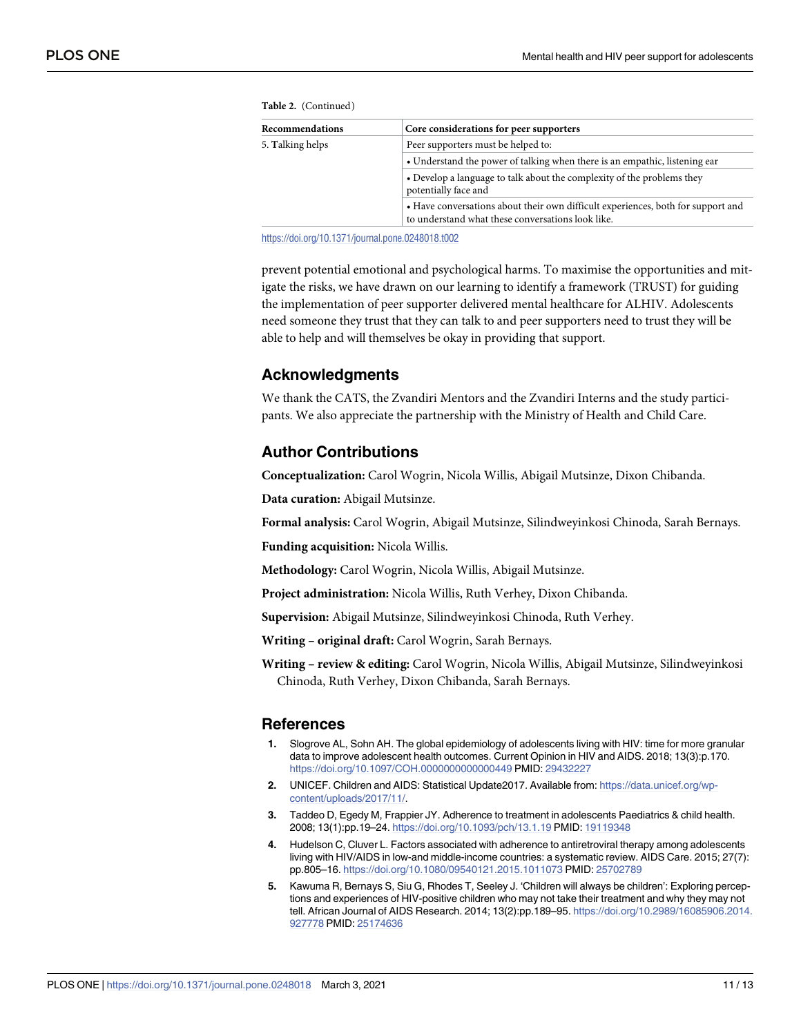**Table 2.** (Continued)

| Recommendations | Core considerations for peer supporters |
| --- | --- |
| 5. **T**alking helps | Peer supporters must be helped to: |
| | • Understand the power of talking when there is an empathic, listening ear |
| | • Develop a language to talk about the complexity of the problems they potentially face and |
| | • Have conversations about their own difficult experiences, both for support and to understand what these conversations look like. |

https://doi.org/10.1371/journal.pone.0248018.t002

prevent potential emotional and psychological harms. To maximise the opportunities and mitigate the risks, we have drawn on our learning to identify a framework (TRUST) for guiding the implementation of peer supporter delivered mental healthcare for ALHIV. Adolescents need someone they trust that they can talk to and peer supporters need to trust they will be able to help and will themselves be okay in providing that support.

## Acknowledgments

We thank the CATS, the Zvandiri Mentors and the Zvandiri Interns and the study participants. We also appreciate the partnership with the Ministry of Health and Child Care.

## Author Contributions

**Conceptualization:** Carol Wogrin, Nicola Willis, Abigail Mutsinze, Dixon Chibanda.

**Data curation:** Abigail Mutsinze.

**Formal analysis:** Carol Wogrin, Abigail Mutsinze, Silindweyinkosi Chinoda, Sarah Bernays.

**Funding acquisition:** Nicola Willis.

**Methodology:** Carol Wogrin, Nicola Willis, Abigail Mutsinze.

**Project administration:** Nicola Willis, Ruth Verhey, Dixon Chibanda.

**Supervision:** Abigail Mutsinze, Silindweyinkosi Chinoda, Ruth Verhey.

**Writing – original draft:** Carol Wogrin, Sarah Bernays.

**Writing – review & editing:** Carol Wogrin, Nicola Willis, Abigail Mutsinze, Silindweyinkosi Chinoda, Ruth Verhey, Dixon Chibanda, Sarah Bernays.

## References

1. Slogrove AL, Sohn AH. The global epidemiology of adolescents living with HIV: time for more granular data to improve adolescent health outcomes. Current Opinion in HIV and AIDS. 2018; 13(3):p.170. https://doi.org/10.1097/COH.0000000000000449 PMID: 29432227
2. UNICEF. Children and AIDS: Statistical Update2017. Available from: https://data.unicef.org/wp-content/uploads/2017/11/.
3. Taddeo D, Egedy M, Frappier JY. Adherence to treatment in adolescents Paediatrics & child health. 2008; 13(1):pp.19–24. https://doi.org/10.1093/pch/13.1.19 PMID: 19119348
4. Hudelson C, Cluver L. Factors associated with adherence to antiretroviral therapy among adolescents living with HIV/AIDS in low-and middle-income countries: a systematic review. AIDS Care. 2015; 27(7): pp.805–16. https://doi.org/10.1080/09540121.2015.1011073 PMID: 25702789
5. Kawuma R, Bernays S, Siu G, Rhodes T, Seeley J. 'Children will always be children': Exploring perceptions and experiences of HIV-positive children who may not take their treatment and why they may not tell. African Journal of AIDS Research. 2014; 13(2):pp.189–95. https://doi.org/10.2989/16085906.2014.927778 PMID: 25174636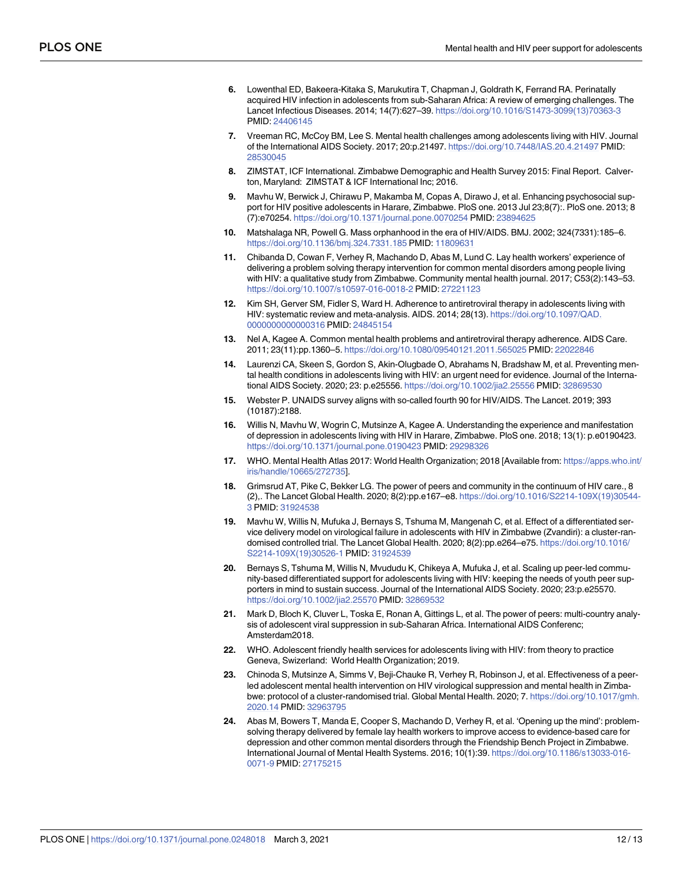6. Lowenthal ED, Bakeera-Kitaka S, Marukutira T, Chapman J, Goldrath K, Ferrand RA. Perinatally acquired HIV infection in adolescents from sub-Saharan Africa: A review of emerging challenges. The Lancet Infectious Diseases. 2014; 14(7):627–39. https://doi.org/10.1016/S1473-3099(13)70363-3 PMID: 24406145
7. Vreeman RC, McCoy BM, Lee S. Mental health challenges among adolescents living with HIV. Journal of the International AIDS Society. 2017; 20:p.21497. https://doi.org/10.7448/IAS.20.4.21497 PMID: 28530045
8. ZIMSTAT, ICF International. Zimbabwe Demographic and Health Survey 2015: Final Report. Calverton, Maryland: ZIMSTAT & ICF International Inc; 2016.
9. Mavhu W, Berwick J, Chirawu P, Makamba M, Copas A, Dirawo J, et al. Enhancing psychosocial support for HIV positive adolescents in Harare, Zimbabwe. PloS one. 2013 Jul 23;8(7):. PloS one. 2013; 8 (7):e70254. https://doi.org/10.1371/journal.pone.0070254 PMID: 23894625
10. Matshalaga NR, Powell G. Mass orphanhood in the era of HIV/AIDS. BMJ. 2002; 324(7331):185–6. https://doi.org/10.1136/bmj.324.7331.185 PMID: 11809631
11. Chibanda D, Cowan F, Verhey R, Machando D, Abas M, Lund C. Lay health workers' experience of delivering a problem solving therapy intervention for common mental disorders among people living with HIV: a qualitative study from Zimbabwe. Community mental health journal. 2017; C53(2):143–53. https://doi.org/10.1007/s10597-016-0018-2 PMID: 27221123
12. Kim SH, Gerver SM, Fidler S, Ward H. Adherence to antiretroviral therapy in adolescents living with HIV: systematic review and meta-analysis. AIDS. 2014; 28(13). https://doi.org/10.1097/QAD.0000000000000316 PMID: 24845154
13. Nel A, Kagee A. Common mental health problems and antiretroviral therapy adherence. AIDS Care. 2011; 23(11):pp.1360–5. https://doi.org/10.1080/09540121.2011.565025 PMID: 22022846
14. Laurenzi CA, Skeen S, Gordon S, Akin-Olugbade O, Abrahams N, Bradshaw M, et al. Preventing mental health conditions in adolescents living with HIV: an urgent need for evidence. Journal of the International AIDS Society. 2020; 23: p.e25556. https://doi.org/10.1002/jia2.25556 PMID: 32869530
15. Webster P. UNAIDS survey aligns with so-called fourth 90 for HIV/AIDS. The Lancet. 2019; 393 (10187):2188.
16. Willis N, Mavhu W, Wogrin C, Mutsinze A, Kagee A. Understanding the experience and manifestation of depression in adolescents living with HIV in Harare, Zimbabwe. PloS one. 2018; 13(1): p.e0190423. https://doi.org/10.1371/journal.pone.0190423 PMID: 29298326
17. WHO. Mental Health Atlas 2017: World Health Organization; 2018 [Available from: https://apps.who.int/iris/handle/10665/272735].
18. Grimsrud AT, Pike C, Bekker LG. The power of peers and community in the continuum of HIV care., 8 (2),. The Lancet Global Health. 2020; 8(2):pp.e167–e8. https://doi.org/10.1016/S2214-109X(19)30544-3 PMID: 31924538
19. Mavhu W, Willis N, Mufuka J, Bernays S, Tshuma M, Mangenah C, et al. Effect of a differentiated service delivery model on virological failure in adolescents with HIV in Zimbabwe (Zvandiri): a cluster-randomised controlled trial. The Lancet Global Health. 2020; 8(2):pp.e264–e75. https://doi.org/10.1016/S2214-109X(19)30526-1 PMID: 31924539
20. Bernays S, Tshuma M, Willis N, Mvududu K, Chikeya A, Mufuka J, et al. Scaling up peer-led community-based differentiated support for adolescents living with HIV: keeping the needs of youth peer supporters in mind to sustain success. Journal of the International AIDS Society. 2020; 23:p.e25570. https://doi.org/10.1002/jia2.25570 PMID: 32869532
21. Mark D, Bloch K, Cluver L, Toska E, Ronan A, Gittings L, et al. The power of peers: multi-country analysis of adolescent viral suppression in sub-Saharan Africa. International AIDS Conferenc; Amsterdam2018.
22. WHO. Adolescent friendly health services for adolescents living with HIV: from theory to practice Geneva, Swizerland: World Health Organization; 2019.
23. Chinoda S, Mutsinze A, Simms V, Beji-Chauke R, Verhey R, Robinson J, et al. Effectiveness of a peer-led adolescent mental health intervention on HIV virological suppression and mental health in Zimbabwe: protocol of a cluster-randomised trial. Global Mental Health. 2020; 7. https://doi.org/10.1017/gmh.2020.14 PMID: 32963795
24. Abas M, Bowers T, Manda E, Cooper S, Machando D, Verhey R, et al. 'Opening up the mind': problem-solving therapy delivered by female lay health workers to improve access to evidence-based care for depression and other common mental disorders through the Friendship Bench Project in Zimbabwe. International Journal of Mental Health Systems. 2016; 10(1):39. https://doi.org/10.1186/s13033-016-0071-9 PMID: 27175215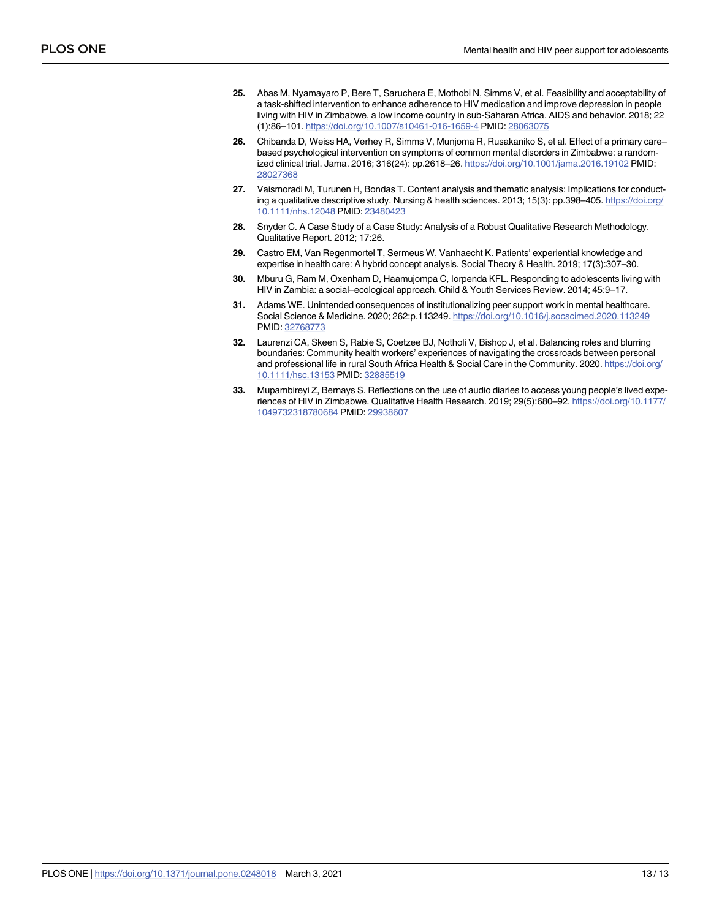25. Abas M, Nyamayaro P, Bere T, Saruchera E, Mothobi N, Simms V, et al. Feasibility and acceptability of a task-shifted intervention to enhance adherence to HIV medication and improve depression in people living with HIV in Zimbabwe, a low income country in sub-Saharan Africa. AIDS and behavior. 2018; 22 (1):86–101. https://doi.org/10.1007/s10461-016-1659-4 PMID: 28063075

26. Chibanda D, Weiss HA, Verhey R, Simms V, Munjoma R, Rusakaniko S, et al. Effect of a primary care–based psychological intervention on symptoms of common mental disorders in Zimbabwe: a randomized clinical trial. Jama. 2016; 316(24): pp.2618–26. https://doi.org/10.1001/jama.2016.19102 PMID: 28027368

27. Vaismoradi M, Turunen H, Bondas T. Content analysis and thematic analysis: Implications for conducting a qualitative descriptive study. Nursing & health sciences. 2013; 15(3): pp.398–405. https://doi.org/10.1111/nhs.12048 PMID: 23480423

28. Snyder C. A Case Study of a Case Study: Analysis of a Robust Qualitative Research Methodology. Qualitative Report. 2012; 17:26.

29. Castro EM, Van Regenmortel T, Sermeus W, Vanhaecht K. Patients' experiential knowledge and expertise in health care: A hybrid concept analysis. Social Theory & Health. 2019; 17(3):307–30.

30. Mburu G, Ram M, Oxenham D, Haamujompa C, Iorpenda KFL. Responding to adolescents living with HIV in Zambia: a social–ecological approach. Child & Youth Services Review. 2014; 45:9–17.

31. Adams WE. Unintended consequences of institutionalizing peer support work in mental healthcare. Social Science & Medicine. 2020; 262:p.113249. https://doi.org/10.1016/j.socscimed.2020.113249 PMID: 32768773

32. Laurenzi CA, Skeen S, Rabie S, Coetzee BJ, Notholi V, Bishop J, et al. Balancing roles and blurring boundaries: Community health workers' experiences of navigating the crossroads between personal and professional life in rural South Africa Health & Social Care in the Community. 2020. https://doi.org/10.1111/hsc.13153 PMID: 32885519

33. Mupambireyi Z, Bernays S. Reflections on the use of audio diaries to access young people's lived experiences of HIV in Zimbabwe. Qualitative Health Research. 2019; 29(5):680–92. https://doi.org/10.1177/1049732318780684 PMID: 29938607